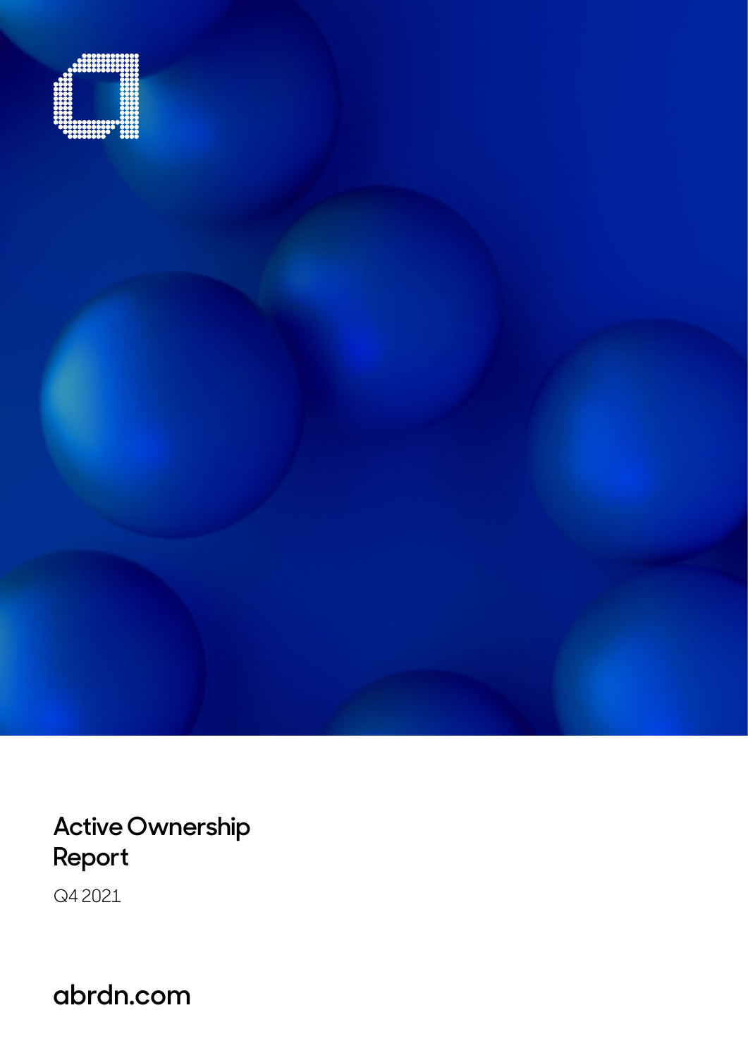# Active Ownership Report

Q4 2021

abrdn.com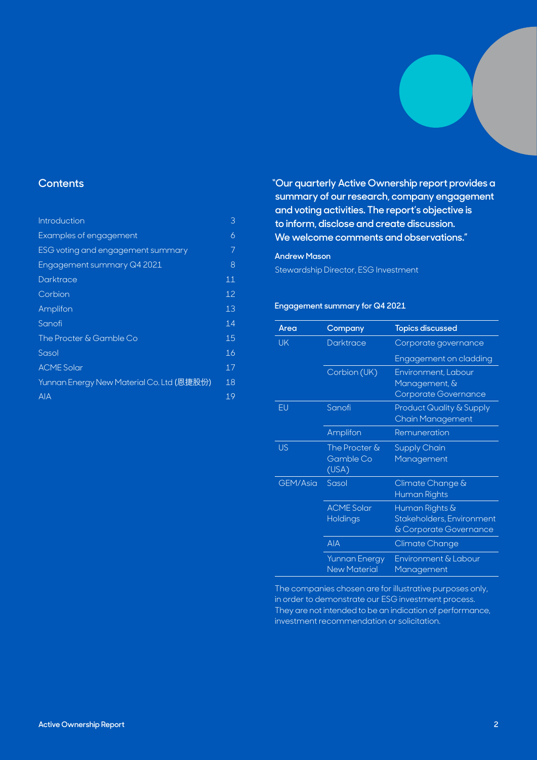## Contents

| | |
|---|---|
| Introduction | 3 |
| Examples of engagement | 6 |
| ESG voting and engagement summary | 7 |
| Engagement summary Q4 2021 | 8 |
| Darktrace | 11 |
| Corbion | 12 |
| Amplifon | 13 |
| Sanofi | 14 |
| The Procter & Gamble Co | 15 |
| Sasol | 16 |
| ACME Solar | 17 |
| Yunnan Energy New Material Co. Ltd (恩捷股份) | 18 |
| AIA | 19 |

**"Our quarterly Active Ownership report provides a summary of our research, company engagement and voting activities. The report's objective is to inform, disclose and create discussion. We welcome comments and observations."**

**Andrew Mason**

Stewardship Director, ESG Investment

### Engagement summary for Q4 2021

| Area | Company | Topics discussed |
|---|---|---|
| UK | Darktrace | Corporate governance |
| | | Engagement on cladding |
| | Corbion (UK) | Environment, Labour Management, & Corporate Governance |
| EU | Sanofi | Product Quality & Supply Chain Management |
| | Amplifon | Remuneration |
| US | The Procter & Gamble Co (USA) | Supply Chain Management |
| GEM/Asia | Sasol | Climate Change & Human Rights |
| | ACME Solar Holdings | Human Rights & Stakeholders, Environment & Corporate Governance |
| | AIA | Climate Change |
| | Yunnan Energy New Material | Environment & Labour Management |

The companies chosen are for illustrative purposes only, in order to demonstrate our ESG investment process. They are not intended to be an indication of performance, investment recommendation or solicitation.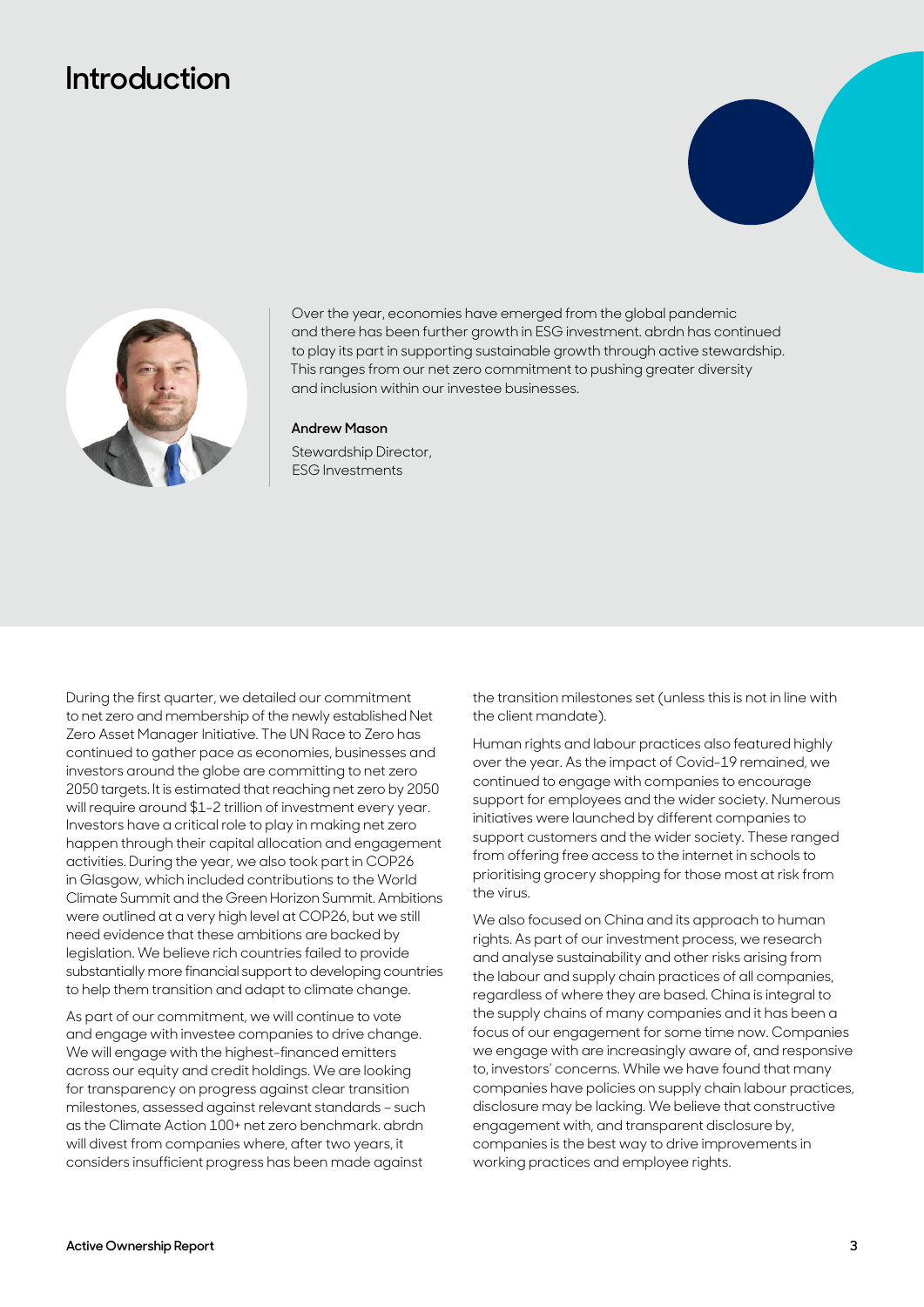# Introduction

Over the year, economies have emerged from the global pandemic and there has been further growth in ESG investment. abrdn has continued to play its part in supporting sustainable growth through active stewardship. This ranges from our net zero commitment to pushing greater diversity and inclusion within our investee businesses.

**Andrew Mason**

Stewardship Director, ESG Investments

During the first quarter, we detailed our commitment to net zero and membership of the newly established Net Zero Asset Manager Initiative. The UN Race to Zero has continued to gather pace as economies, businesses and investors around the globe are committing to net zero 2050 targets. It is estimated that reaching net zero by 2050 will require around $1-2 trillion of investment every year. Investors have a critical role to play in making net zero happen through their capital allocation and engagement activities. During the year, we also took part in COP26 in Glasgow, which included contributions to the World Climate Summit and the Green Horizon Summit. Ambitions were outlined at a very high level at COP26, but we still need evidence that these ambitions are backed by legislation. We believe rich countries failed to provide substantially more financial support to developing countries to help them transition and adapt to climate change.

As part of our commitment, we will continue to vote and engage with investee companies to drive change. We will engage with the highest-financed emitters across our equity and credit holdings. We are looking for transparency on progress against clear transition milestones, assessed against relevant standards – such as the Climate Action 100+ net zero benchmark. abrdn will divest from companies where, after two years, it considers insufficient progress has been made against the transition milestones set (unless this is not in line with the client mandate).

Human rights and labour practices also featured highly over the year. As the impact of Covid-19 remained, we continued to engage with companies to encourage support for employees and the wider society. Numerous initiatives were launched by different companies to support customers and the wider society. These ranged from offering free access to the internet in schools to prioritising grocery shopping for those most at risk from the virus.

We also focused on China and its approach to human rights. As part of our investment process, we research and analyse sustainability and other risks arising from the labour and supply chain practices of all companies, regardless of where they are based. China is integral to the supply chains of many companies and it has been a focus of our engagement for some time now. Companies we engage with are increasingly aware of, and responsive to, investors' concerns. While we have found that many companies have policies on supply chain labour practices, disclosure may be lacking. We believe that constructive engagement with, and transparent disclosure by, companies is the best way to drive improvements in working practices and employee rights.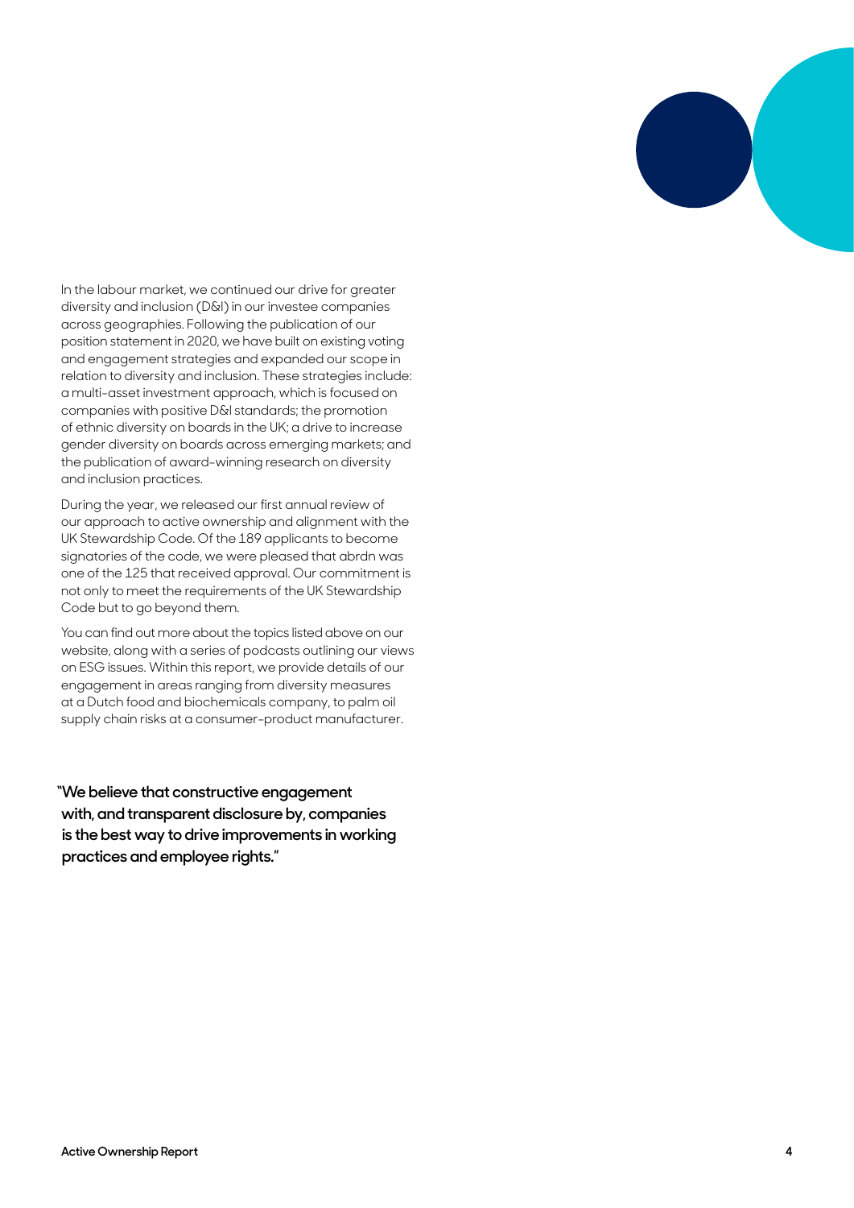In the labour market, we continued our drive for greater diversity and inclusion (D&I) in our investee companies across geographies. Following the publication of our position statement in 2020, we have built on existing voting and engagement strategies and expanded our scope in relation to diversity and inclusion. These strategies include: a multi-asset investment approach, which is focused on companies with positive D&I standards; the promotion of ethnic diversity on boards in the UK; a drive to increase gender diversity on boards across emerging markets; and the publication of award-winning research on diversity and inclusion practices.

During the year, we released our first annual review of our approach to active ownership and alignment with the UK Stewardship Code. Of the 189 applicants to become signatories of the code, we were pleased that abrdn was one of the 125 that received approval. Our commitment is not only to meet the requirements of the UK Stewardship Code but to go beyond them.

You can find out more about the topics listed above on our website, along with a series of podcasts outlining our views on ESG issues. Within this report, we provide details of our engagement in areas ranging from diversity measures at a Dutch food and biochemicals company, to palm oil supply chain risks at a consumer-product manufacturer.

**"We believe that constructive engagement with, and transparent disclosure by, companies is the best way to drive improvements in working practices and employee rights."**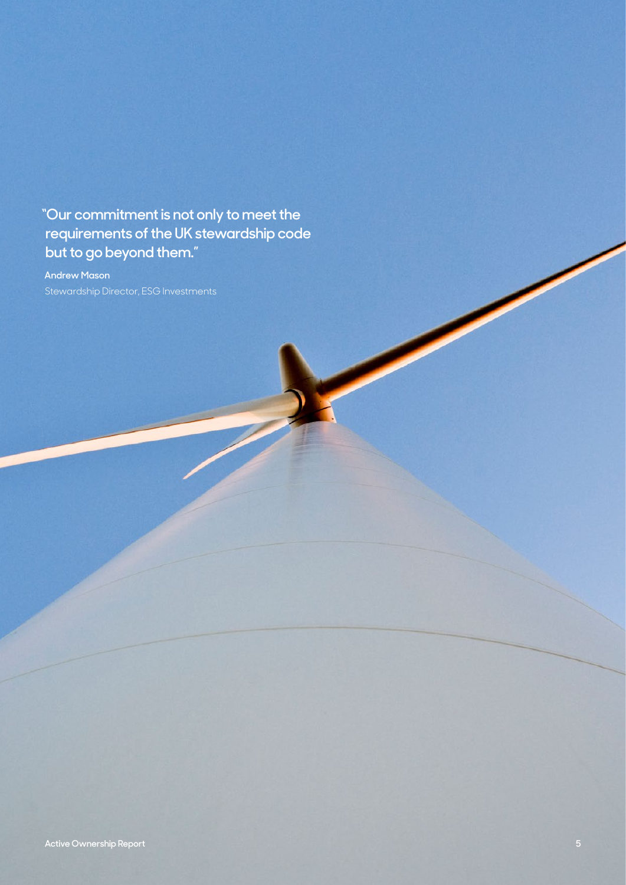"Our commitment is not only to meet the requirements of the UK stewardship code but to go beyond them."

**Andrew Mason**

Stewardship Director, ESG Investments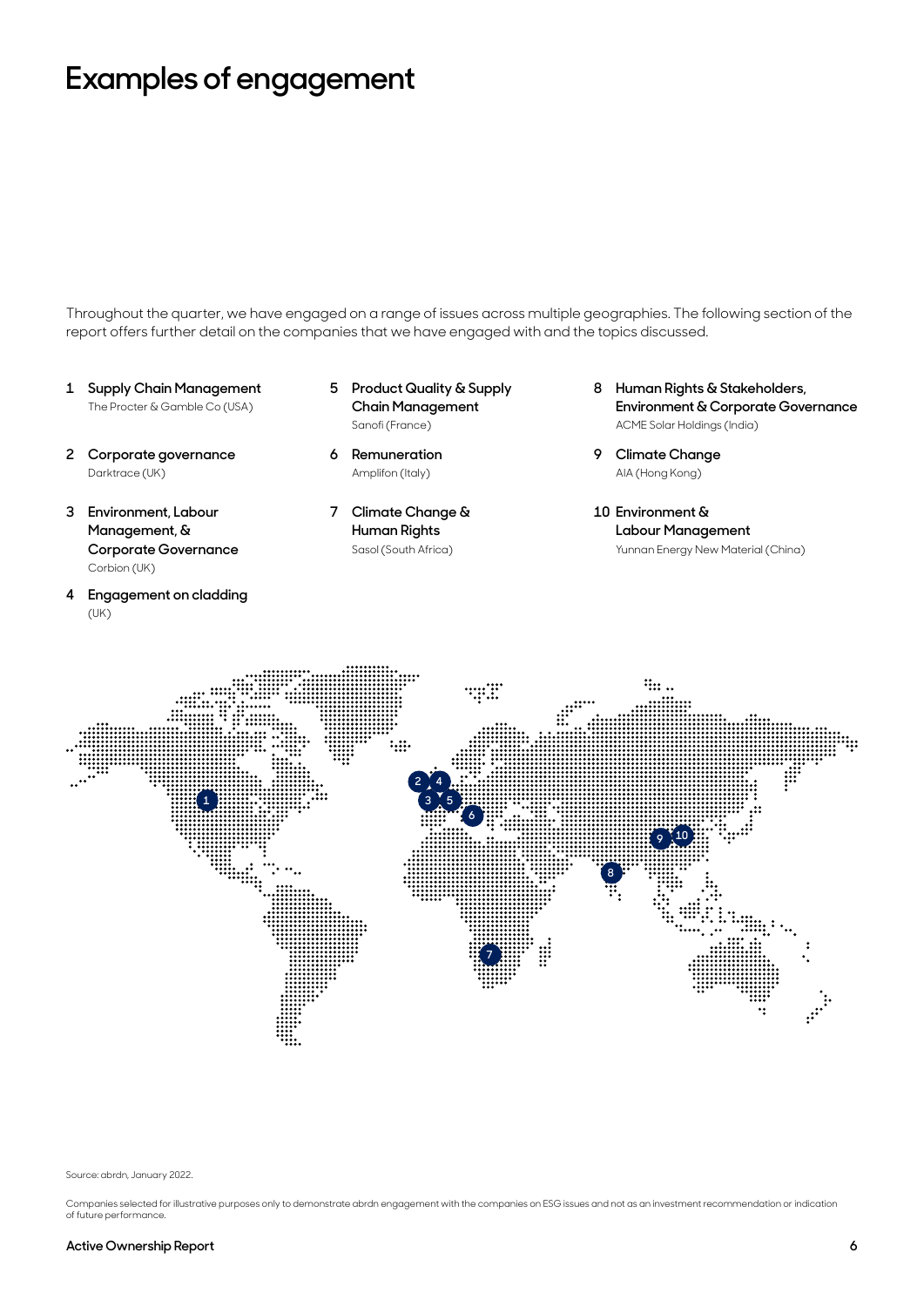# Examples of engagement

Throughout the quarter, we have engaged on a range of issues across multiple geographies. The following section of the report offers further detail on the companies that we have engaged with and the topics discussed.

1. **Supply Chain Management**
   The Procter & Gamble Co (USA)
2. **Corporate governance**
   Darktrace (UK)
3. **Environment, Labour Management, & Corporate Governance**
   Corbion (UK)
4. **Engagement on cladding**
   (UK)
5. **Product Quality & Supply Chain Management**
   Sanofi (France)
6. **Remuneration**
   Amplifon (Italy)
7. **Climate Change & Human Rights**
   Sasol (South Africa)
8. **Human Rights & Stakeholders, Environment & Corporate Governance**
   ACME Solar Holdings (India)
9. **Climate Change**
   AIA (Hong Kong)
10. **Environment & Labour Management**
    Yunnan Energy New Material (China)

Source: abrdn, January 2022.

Companies selected for illustrative purposes only to demonstrate abrdn engagement with the companies on ESG issues and not as an investment recommendation or indication of future performance.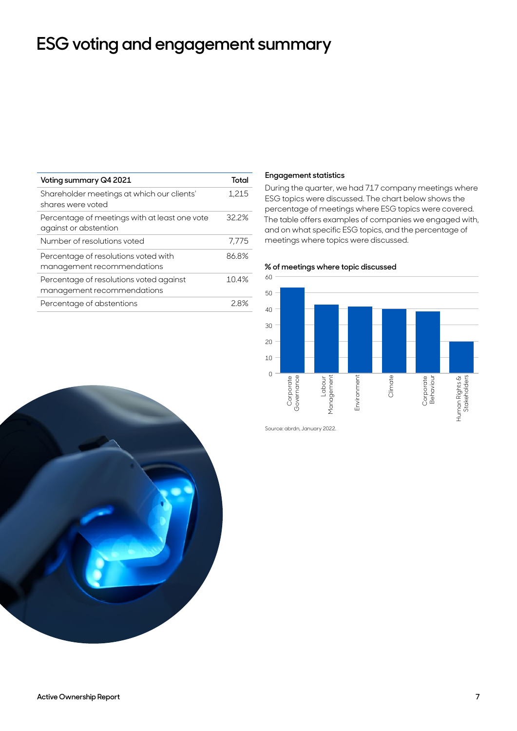# ESG voting and engagement summary

| Voting summary Q4 2021 | Total |
| --- | --- |
| Shareholder meetings at which our clients' shares were voted | 1,215 |
| Percentage of meetings with at least one vote against or abstention | 32.2% |
| Number of resolutions voted | 7,775 |
| Percentage of resolutions voted with management recommendations | 86.8% |
| Percentage of resolutions voted against management recommendations | 10.4% |
| Percentage of abstentions | 2.8% |

**Engagement statistics**

During the quarter, we had 717 company meetings where ESG topics were discussed. The chart below shows the percentage of meetings where ESG topics were covered. The table offers examples of companies we engaged with, and on what specific ESG topics, and the percentage of meetings where topics were discussed.

**% of meetings where topic discussed**

Corporate Governance, Labour Management, Environment, Climate, Corporate Behaviour, Human Rights & Stakeholders

Source: abrdn, January 2022.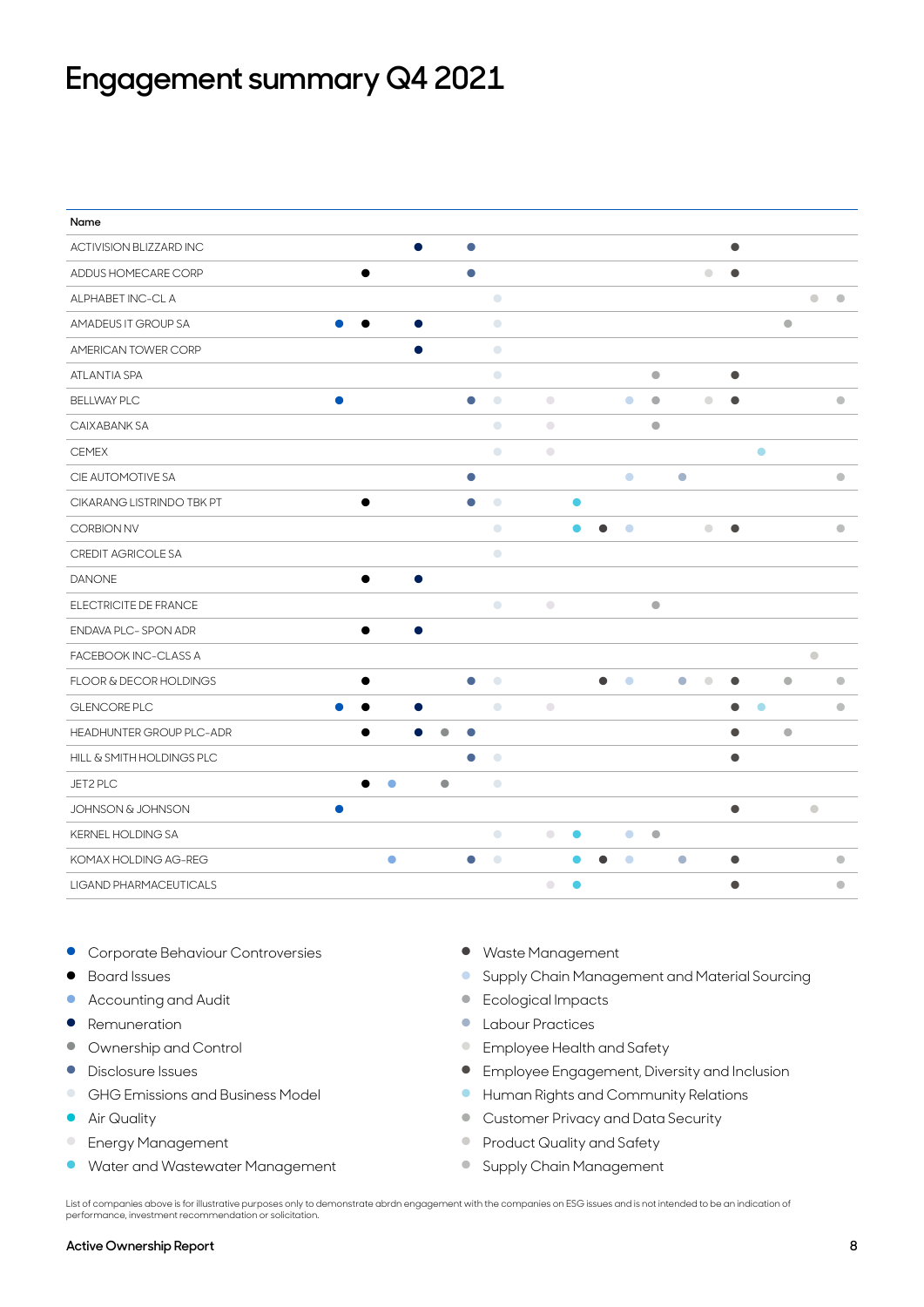# Engagement summary Q4 2021

| Name | Corporate Behaviour Controversies | Board Issues | Accounting and Audit | Remuneration | Ownership and Control | Disclosure Issues | GHG Emissions and Business Model | Air Quality | Energy Management | Water and Wastewater Management | Waste Management | Supply Chain Management and Material Sourcing | Ecological Impacts | Labour Practices | Employee Health and Safety | Employee Engagement, Diversity and Inclusion | Human Rights and Community Relations | Customer Privacy and Data Security | Product Quality and Safety | Supply Chain Management |
|---|---|---|---|---|---|---|---|---|---|---|---|---|---|---|---|---|---|---|---|---|
| ACTIVISION BLIZZARD INC | | | | ● | | ● | | | | | | | | | | ● | | | | |
| ADDUS HOMECARE CORP | | ● | | | | ● | | | | | | | | | ● | ● | | | | |
| ALPHABET INC-CL A | | | | | | | ● | | | | | | | | | | | | ● | ● |
| AMADEUS IT GROUP SA | ● | ● | | ● | | | ● | | | | | | | | | | | ● | | |
| AMERICAN TOWER CORP | | | | ● | | | ● | | | | | | | | | | | | | |
| ATLANTIA SPA | | | | | | | ● | | | | | | ● | | | ● | | | | |
| BELLWAY PLC | ● | | | | | ● | ● | | ● | | | ● | ● | | ● | ● | | | | ● |
| CAIXABANK SA | | | | | | | ● | | ● | | | | ● | | | | | | | |
| CEMEX | | | | | | | ● | | ● | | | | | | | | ● | | | |
| CIE AUTOMOTIVE SA | | | | | | ● | | | | | | ● | | ● | | | | | | ● |
| CIKARANG LISTRINDO TBK PT | | ● | | | | ● | ● | | | ● | | | | | | | | | | |
| CORBION NV | | | | | | | ● | | | ● | ● | ● | | | ● | ● | | | | ● |
| CREDIT AGRICOLE SA | | | | | | | ● | | | | | | | | | | | | | |
| DANONE | | ● | | ● | | | | | | | | | | | | | | | | |
| ELECTRICITE DE FRANCE | | | | | | | ● | | ● | | | | ● | | | | | | | |
| ENDAVA PLC- SPON ADR | | ● | | ● | | | | | | | | | | | | | | | | |
| FACEBOOK INC-CLASS A | | | | | | | | | | | | | | | | | | | ● | |
| FLOOR & DECOR HOLDINGS | | ● | | | | ● | ● | | | | ● | ● | | ● | ● | ● | | ● | | ● |
| GLENCORE PLC | ● | ● | | ● | | | ● | | ● | | | | | | | ● | ● | | | ● |
| HEADHUNTER GROUP PLC-ADR | | ● | | ● | ● | ● | | | | | | | | | | ● | | ● | | |
| HILL & SMITH HOLDINGS PLC | | | | | | ● | ● | | | | | | | | | ● | | | | |
| JET2 PLC | | ● | ● | | ● | | ● | | | | | | | | | | | | | |
| JOHNSON & JOHNSON | ● | | | | | | | | | | | | | | | ● | | | ● | |
| KERNEL HOLDING SA | | | | | | | ● | | ● | ● | | ● | ● | | | | | | | |
| KOMAX HOLDING AG-REG | | | ● | | | ● | ● | | | ● | ● | ● | | ● | | ● | | | | ● |
| LIGAND PHARMACEUTICALS | | | | | | | | | ● | ● | | | | | | ● | | | | ● |

- Corporate Behaviour Controversies
- Board Issues
- Accounting and Audit
- Remuneration
- Ownership and Control
- Disclosure Issues
- GHG Emissions and Business Model
- Air Quality
- Energy Management
- Water and Wastewater Management
- Waste Management
- Supply Chain Management and Material Sourcing
- Ecological Impacts
- Labour Practices
- Employee Health and Safety
- Employee Engagement, Diversity and Inclusion
- Human Rights and Community Relations
- Customer Privacy and Data Security
- Product Quality and Safety
- Supply Chain Management

List of companies above is for illustrative purposes only to demonstrate abrdn engagement with the companies on ESG issues and is not intended to be an indication of performance, investment recommendation or solicitation.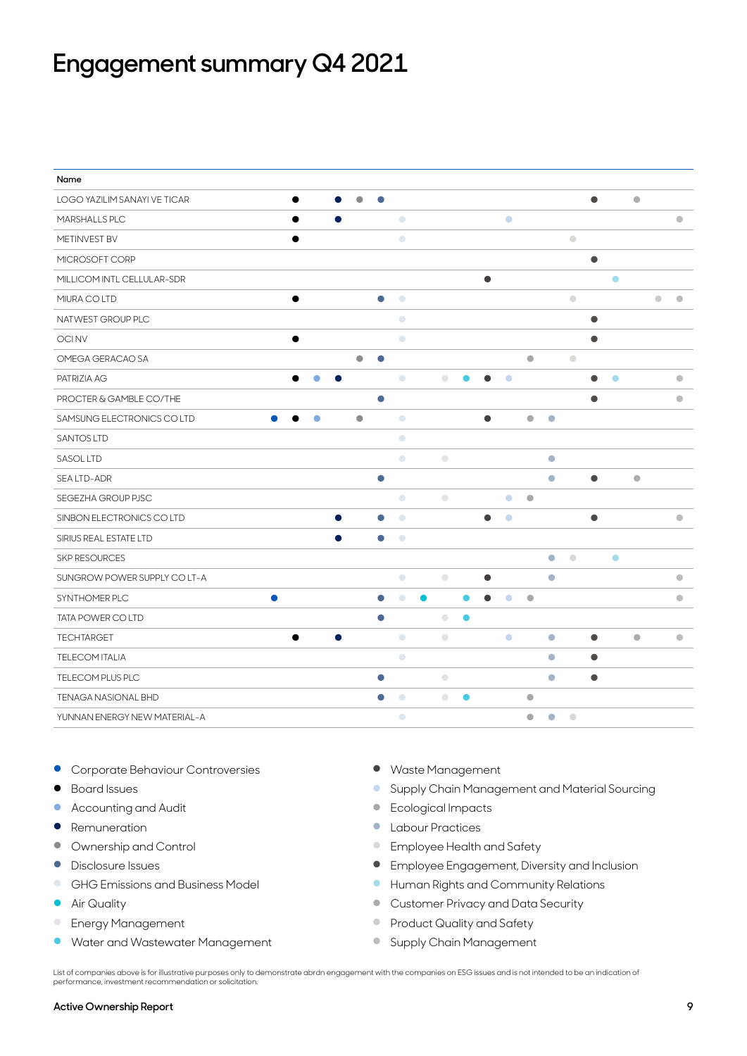# Engagement summary Q4 2021

| Name | Corporate Behaviour Controversies | Board Issues | Accounting and Audit | Remuneration | Ownership and Control | Disclosure Issues | GHG Emissions and Business Model | Air Quality | Energy Management | Water and Wastewater Management | Waste Management | Supply Chain Management and Material Sourcing | Ecological Impacts | Labour Practices | Employee Health and Safety | Employee Engagement, Diversity and Inclusion | Human Rights and Community Relations | Customer Privacy and Data Security | Product Quality and Safety | Supply Chain Management |
|---|---|---|---|---|---|---|---|---|---|---|---|---|---|---|---|---|---|---|---|---|
| LOGO YAZILIM SANAYI VE TICAR | | ● | | ● | ● | ● | | | | | | | | | | ● | | ● | | |
| MARSHALLS PLC | | ● | | ● | | | ● | | | | | ● | | | | | | | | ● |
| METINVEST BV | | ● | | | | | ● | | | | | | | | ● | | | | | |
| MICROSOFT CORP | | | | | | | | | | | | | | | | ● | | | | |
| MILLICOM INTL CELLULAR-SDR | | | | | | | | | | | ● | | | | | | ● | | | |
| MIURA CO LTD | | ● | | | | ● | ● | | | | | | | | ● | | | | ● | ● |
| NATWEST GROUP PLC | | | | | | | ● | | | | | | | | | ● | | | | |
| OCI NV | | ● | | | | | ● | | | | | | | | | ● | | | | |
| OMEGA GERACAO SA | | | | | ● | ● | | | | | | | ● | | ● | | | | | |
| PATRIZIA AG | | ● | ● | ● | | | ● | | ● | ● | ● | ● | | | | ● | ● | | | ● |
| PROCTER & GAMBLE CO/THE | | | | | | ● | | | | | | | | | | ● | | | | ● |
| SAMSUNG ELECTRONICS CO LTD | ● | ● | ● | | ● | | ● | | | | ● | | ● | ● | | | | | | |
| SANTOS LTD | | | | | | | ● | | | | | | | | | | | | | |
| SASOL LTD | | | | | | | ● | | ● | | | | | ● | | | | | | |
| SEA LTD-ADR | | | | | | ● | | | | | | | | ● | | ● | | ● | | |
| SEGEZHA GROUP PJSC | | | | | | | ● | | ● | | | ● | ● | | | | | | | |
| SINBON ELECTRONICS CO LTD | | | | ● | | ● | ● | | | | ● | ● | | | | ● | | | | ● |
| SIRIUS REAL ESTATE LTD | | | | ● | | ● | ● | | | | | | | | | | | | | |
| SKP RESOURCES | | | | | | | | | | | | | | ● | ● | | ● | | | |
| SUNGROW POWER SUPPLY CO LT-A | | | | | | | ● | | ● | | ● | | | ● | | | | | | ● |
| SYNTHOMER PLC | ● | | | | | ● | ● | ● | | ● | ● | ● | ● | | | | | | | ● |
| TATA POWER CO LTD | | | | | | ● | | | ● | ● | | | | | | | | | | |
| TECHTARGET | | ● | | ● | | | ● | | ● | | | ● | | ● | | ● | | ● | | ● |
| TELECOM ITALIA | | | | | | | ● | | | | | | | ● | | ● | | | | |
| TELECOM PLUS PLC | | | | | | ● | | | ● | | | | | ● | | ● | | | | |
| TENAGA NASIONAL BHD | | | | | | ● | ● | | ● | ● | | | ● | | | | | | | |
| YUNNAN ENERGY NEW MATERIAL-A | | | | | | | ● | | | | | | ● | ● | ● | | | | | |

- Corporate Behaviour Controversies
- Board Issues
- Accounting and Audit
- Remuneration
- Ownership and Control
- Disclosure Issues
- GHG Emissions and Business Model
- Air Quality
- Energy Management
- Water and Wastewater Management
- Waste Management
- Supply Chain Management and Material Sourcing
- Ecological Impacts
- Labour Practices
- Employee Health and Safety
- Employee Engagement, Diversity and Inclusion
- Human Rights and Community Relations
- Customer Privacy and Data Security
- Product Quality and Safety
- Supply Chain Management

List of companies above is for illustrative purposes only to demonstrate abrdn engagement with the companies on ESG issues and is not intended to be an indication of performance, investment recommendation or solicitation.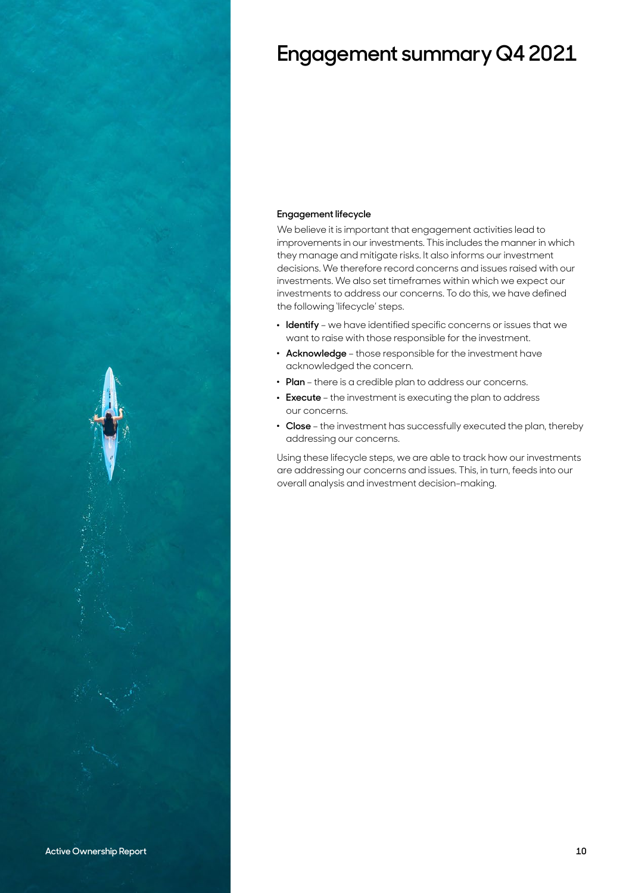# Engagement summary Q4 2021

### Engagement lifecycle

We believe it is important that engagement activities lead to improvements in our investments. This includes the manner in which they manage and mitigate risks. It also informs our investment decisions. We therefore record concerns and issues raised with our investments. We also set timeframes within which we expect our investments to address our concerns. To do this, we have defined the following 'lifecycle' steps.

- **Identify** – we have identified specific concerns or issues that we want to raise with those responsible for the investment.
- **Acknowledge** – those responsible for the investment have acknowledged the concern.
- **Plan** – there is a credible plan to address our concerns.
- **Execute** – the investment is executing the plan to address our concerns.
- **Close** – the investment has successfully executed the plan, thereby addressing our concerns.

Using these lifecycle steps, we are able to track how our investments are addressing our concerns and issues. This, in turn, feeds into our overall analysis and investment decision-making.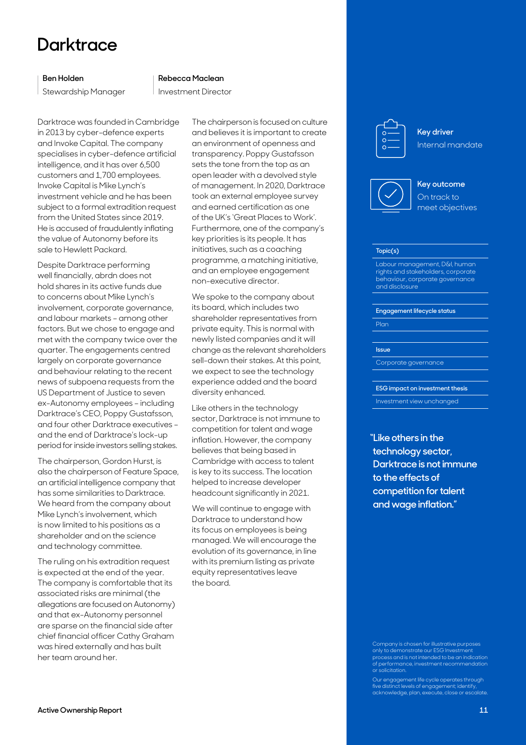# Darktrace

**Ben Holden**
Stewardship Manager

**Rebecca Maclean**
Investment Director

Darktrace was founded in Cambridge in 2013 by cyber-defence experts and Invoke Capital. The company specialises in cyber-defence artificial intelligence, and it has over 6,500 customers and 1,700 employees. Invoke Capital is Mike Lynch's investment vehicle and he has been subject to a formal extradition request from the United States since 2019. He is accused of fraudulently inflating the value of Autonomy before its sale to Hewlett Packard.

Despite Darktrace performing well financially, abrdn does not hold shares in its active funds due to concerns about Mike Lynch's involvement, corporate governance, and labour markets – among other factors. But we chose to engage and met with the company twice over the quarter. The engagements centred largely on corporate governance and behaviour relating to the recent news of subpoena requests from the US Department of Justice to seven ex-Autonomy employees – including Darktrace's CEO, Poppy Gustafsson, and four other Darktrace executives – and the end of Darktrace's lock-up period for inside investors selling stakes.

The chairperson, Gordon Hurst, is also the chairperson of Feature Space, an artificial intelligence company that has some similarities to Darktrace. We heard from the company about Mike Lynch's involvement, which is now limited to his positions as a shareholder and on the science and technology committee.

The ruling on his extradition request is expected at the end of the year. The company is comfortable that its associated risks are minimal (the allegations are focused on Autonomy) and that ex-Autonomy personnel are sparse on the financial side after chief financial officer Cathy Graham was hired externally and has built her team around her.

The chairperson is focused on culture and believes it is important to create an environment of openness and transparency. Poppy Gustafsson sets the tone from the top as an open leader with a devolved style of management. In 2020, Darktrace took an external employee survey and earned certification as one of the UK's 'Great Places to Work'. Furthermore, one of the company's key priorities is its people. It has initiatives, such as a coaching programme, a matching initiative, and an employee engagement non-executive director.

We spoke to the company about its board, which includes two shareholder representatives from private equity. This is normal with newly listed companies and it will change as the relevant shareholders sell-down their stakes. At this point, we expect to see the technology experience added and the board diversity enhanced.

Like others in the technology sector, Darktrace is not immune to competition for talent and wage inflation. However, the company believes that being based in Cambridge with access to talent is key to its success. The location helped to increase developer headcount significantly in 2021.

We will continue to engage with Darktrace to understand how its focus on employees is being managed. We will encourage the evolution of its governance, in line with its premium listing as private equity representatives leave the board.

**Key driver**
Internal mandate

**Key outcome**
On track to meet objectives

**Topic(s)**
Labour management, D&I, human rights and stakeholders, corporate behaviour, corporate governance and disclosure

**Engagement lifecycle status**
Plan

**Issue**
Corporate governance

**ESG impact on investment thesis**
Investment view unchanged

**"Like others in the technology sector, Darktrace is not immune to the effects of competition for talent and wage inflation."**

Company is chosen for illustrative purposes only to demonstrate our ESG Investment process and is not intended to be an indication of performance, investment recommendation or solicitation.

Our engagement life cycle operates through five distinct levels of engagement; identify, acknowledge, plan, execute, close or escalate.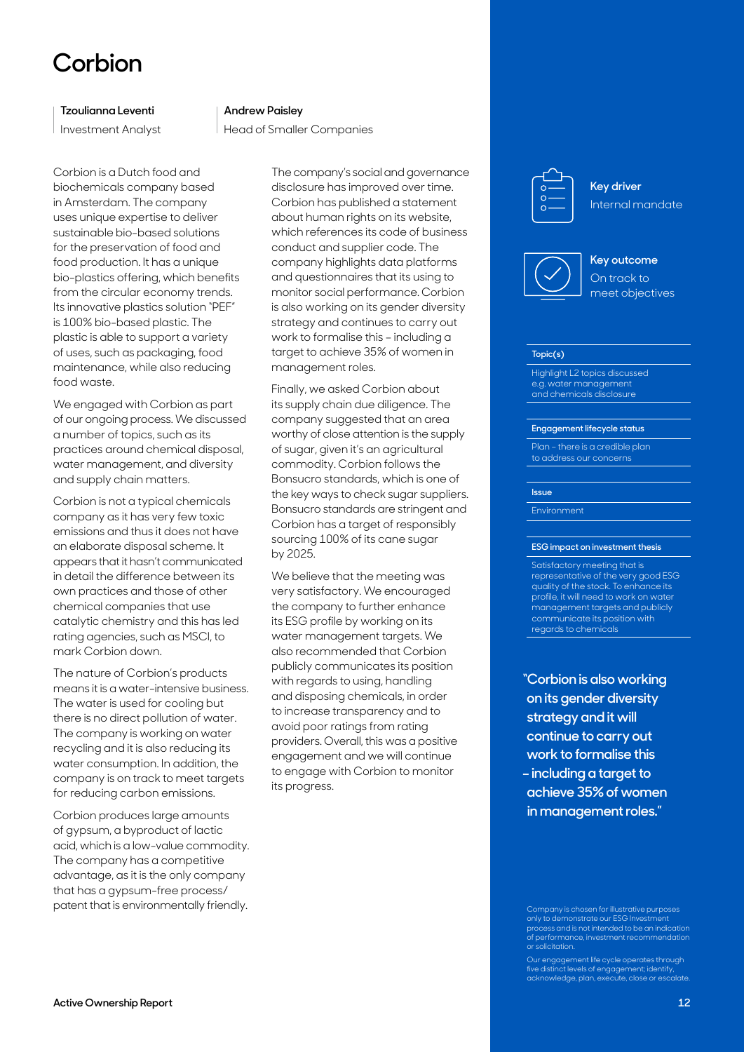# Corbion

**Tzoulianna Leventi**
Investment Analyst

**Andrew Paisley**
Head of Smaller Companies

Corbion is a Dutch food and biochemicals company based in Amsterdam. The company uses unique expertise to deliver sustainable bio-based solutions for the preservation of food and food production. It has a unique bio-plastics offering, which benefits from the circular economy trends. Its innovative plastics solution "PEF" is 100% bio-based plastic. The plastic is able to support a variety of uses, such as packaging, food maintenance, while also reducing food waste.

We engaged with Corbion as part of our ongoing process. We discussed a number of topics, such as its practices around chemical disposal, water management, and diversity and supply chain matters.

Corbion is not a typical chemicals company as it has very few toxic emissions and thus it does not have an elaborate disposal scheme. It appears that it hasn't communicated in detail the difference between its own practices and those of other chemical companies that use catalytic chemistry and this has led rating agencies, such as MSCI, to mark Corbion down.

The nature of Corbion's products means it is a water-intensive business. The water is used for cooling but there is no direct pollution of water. The company is working on water recycling and it is also reducing its water consumption. In addition, the company is on track to meet targets for reducing carbon emissions.

Corbion produces large amounts of gypsum, a byproduct of lactic acid, which is a low-value commodity. The company has a competitive advantage, as it is the only company that has a gypsum-free process/patent that is environmentally friendly.

The company's social and governance disclosure has improved over time. Corbion has published a statement about human rights on its website, which references its code of business conduct and supplier code. The company highlights data platforms and questionnaires that its using to monitor social performance. Corbion is also working on its gender diversity strategy and continues to carry out work to formalise this – including a target to achieve 35% of women in management roles.

Finally, we asked Corbion about its supply chain due diligence. The company suggested that an area worthy of close attention is the supply of sugar, given it's an agricultural commodity. Corbion follows the Bonsucro standards, which is one of the key ways to check sugar suppliers. Bonsucro standards are stringent and Corbion has a target of responsibly sourcing 100% of its cane sugar by 2025.

We believe that the meeting was very satisfactory. We encouraged the company to further enhance its ESG profile by working on its water management targets. We also recommended that Corbion publicly communicates its position with regards to using, handling and disposing chemicals, in order to increase transparency and to avoid poor ratings from rating providers. Overall, this was a positive engagement and we will continue to engage with Corbion to monitor its progress.

**Key driver**
Internal mandate

**Key outcome**
On track to meet objectives

**Topic(s)**

Highlight L2 topics discussed e.g. water management and chemicals disclosure

**Engagement lifecycle status**

Plan – there is a credible plan to address our concerns

**Issue**

Environment

**ESG impact on investment thesis**

Satisfactory meeting that is representative of the very good ESG quality of the stock. To enhance its profile, it will need to work on water management targets and publicly communicate its position with regards to chemicals

> **"Corbion is also working on its gender diversity strategy and it will continue to carry out work to formalise this – including a target to achieve 35% of women in management roles."**

Company is chosen for illustrative purposes only to demonstrate our ESG Investment process and is not intended to be an indication of performance, investment recommendation or solicitation.

Our engagement life cycle operates through five distinct levels of engagement; identify, acknowledge, plan, execute, close or escalate.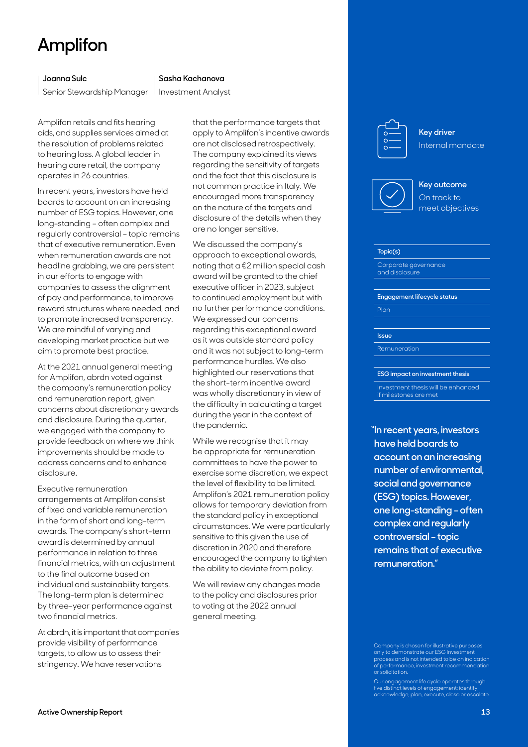# Amplifon

**Joanna Sulc**
Senior Stewardship Manager

**Sasha Kachanova**
Investment Analyst

Amplifon retails and fits hearing aids, and supplies services aimed at the resolution of problems related to hearing loss. A global leader in hearing care retail, the company operates in 26 countries.

In recent years, investors have held boards to account on an increasing number of ESG topics. However, one long-standing – often complex and regularly controversial – topic remains that of executive remuneration. Even when remuneration awards are not headline grabbing, we are persistent in our efforts to engage with companies to assess the alignment of pay and performance, to improve reward structures where needed, and to promote increased transparency. We are mindful of varying and developing market practice but we aim to promote best practice.

At the 2021 annual general meeting for Amplifon, abrdn voted against the company's remuneration policy and remuneration report, given concerns about discretionary awards and disclosure. During the quarter, we engaged with the company to provide feedback on where we think improvements should be made to address concerns and to enhance disclosure.

Executive remuneration arrangements at Amplifon consist of fixed and variable remuneration in the form of short and long-term awards. The company's short-term award is determined by annual performance in relation to three financial metrics, with an adjustment to the final outcome based on individual and sustainability targets. The long-term plan is determined by three-year performance against two financial metrics.

At abrdn, it is important that companies provide visibility of performance targets, to allow us to assess their stringency. We have reservations that the performance targets that apply to Amplifon's incentive awards are not disclosed retrospectively. The company explained its views regarding the sensitivity of targets and the fact that this disclosure is not common practice in Italy. We encouraged more transparency on the nature of the targets and disclosure of the details when they are no longer sensitive.

We discussed the company's approach to exceptional awards, noting that a €2 million special cash award will be granted to the chief executive officer in 2023, subject to continued employment but with no further performance conditions. We expressed our concerns regarding this exceptional award as it was outside standard policy and it was not subject to long-term performance hurdles. We also highlighted our reservations that the short-term incentive award was wholly discretionary in view of the difficulty in calculating a target during the year in the context of the pandemic.

While we recognise that it may be appropriate for remuneration committees to have the power to exercise some discretion, we expect the level of flexibility to be limited. Amplifon's 2021 remuneration policy allows for temporary deviation from the standard policy in exceptional circumstances. We were particularly sensitive to this given the use of discretion in 2020 and therefore encouraged the company to tighten the ability to deviate from policy.

We will review any changes made to the policy and disclosures prior to voting at the 2022 annual general meeting.

**Key driver**
Internal mandate

**Key outcome**
On track to meet objectives

| Topic(s) |
| --- |
| Corporate governance and disclosure |

| Engagement lifecycle status |
| --- |
| Plan |

| Issue |
| --- |
| Remuneration |

| ESG impact on investment thesis |
| --- |
| Investment thesis will be enhanced if milestones are met |

**"In recent years, investors have held boards to account on an increasing number of environmental, social and governance (ESG) topics. However, one long-standing – often complex and regularly controversial – topic remains that of executive remuneration."**

Company is chosen for illustrative purposes only to demonstrate our ESG Investment process and is not intended to be an indication of performance, investment recommendation or solicitation.

Our engagement life cycle operates through five distinct levels of engagement; identify, acknowledge, plan, execute, close or escalate.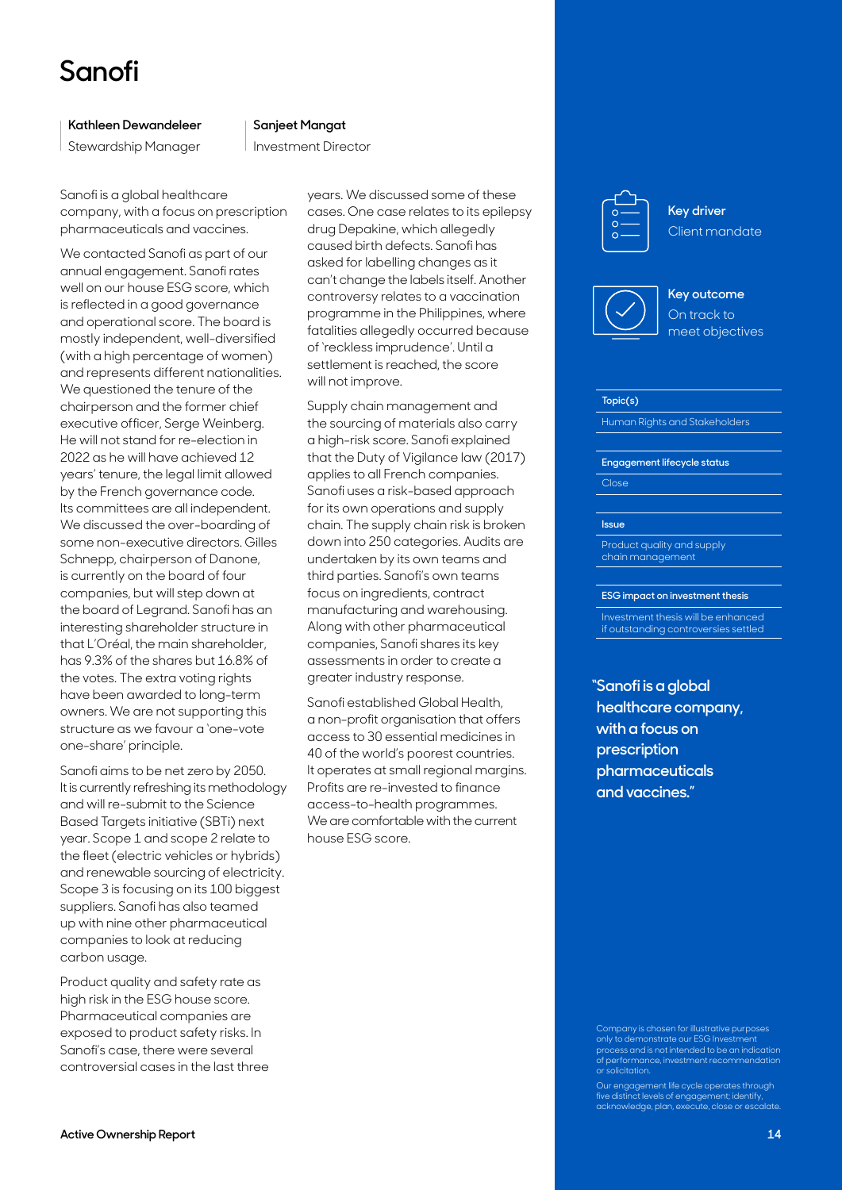# Sanofi

**Kathleen Dewandeleer**
Stewardship Manager

**Sanjeet Mangat**
Investment Director

Sanofi is a global healthcare company, with a focus on prescription pharmaceuticals and vaccines.

We contacted Sanofi as part of our annual engagement. Sanofi rates well on our house ESG score, which is reflected in a good governance and operational score. The board is mostly independent, well-diversified (with a high percentage of women) and represents different nationalities. We questioned the tenure of the chairperson and the former chief executive officer, Serge Weinberg. He will not stand for re-election in 2022 as he will have achieved 12 years' tenure, the legal limit allowed by the French governance code. Its committees are all independent. We discussed the over-boarding of some non-executive directors. Gilles Schnepp, chairperson of Danone, is currently on the board of four companies, but will step down at the board of Legrand. Sanofi has an interesting shareholder structure in that L'Oréal, the main shareholder, has 9.3% of the shares but 16.8% of the votes. The extra voting rights have been awarded to long-term owners. We are not supporting this structure as we favour a 'one-vote one-share' principle.

Sanofi aims to be net zero by 2050. It is currently refreshing its methodology and will re-submit to the Science Based Targets initiative (SBTi) next year. Scope 1 and scope 2 relate to the fleet (electric vehicles or hybrids) and renewable sourcing of electricity. Scope 3 is focusing on its 100 biggest suppliers. Sanofi has also teamed up with nine other pharmaceutical companies to look at reducing carbon usage.

Product quality and safety rate as high risk in the ESG house score. Pharmaceutical companies are exposed to product safety risks. In Sanofi's case, there were several controversial cases in the last three years. We discussed some of these cases. One case relates to its epilepsy drug Depakine, which allegedly caused birth defects. Sanofi has asked for labelling changes as it can't change the labels itself. Another controversy relates to a vaccination programme in the Philippines, where fatalities allegedly occurred because of 'reckless imprudence'. Until a settlement is reached, the score will not improve.

Supply chain management and the sourcing of materials also carry a high-risk score. Sanofi explained that the Duty of Vigilance law (2017) applies to all French companies. Sanofi uses a risk-based approach for its own operations and supply chain. The supply chain risk is broken down into 250 categories. Audits are undertaken by its own teams and third parties. Sanofi's own teams focus on ingredients, contract manufacturing and warehousing. Along with other pharmaceutical companies, Sanofi shares its key assessments in order to create a greater industry response.

Sanofi established Global Health, a non-profit organisation that offers access to 30 essential medicines in 40 of the world's poorest countries. It operates at small regional margins. Profits are re-invested to finance access-to-health programmes. We are comfortable with the current house ESG score.

**Key driver**
Client mandate

**Key outcome**
On track to meet objectives

**Topic(s)**
Human Rights and Stakeholders

**Engagement lifecycle status**
Close

**Issue**
Product quality and supply chain management

**ESG impact on investment thesis**
Investment thesis will be enhanced if outstanding controversies settled

**"Sanofi is a global healthcare company, with a focus on prescription pharmaceuticals and vaccines."**

Company is chosen for illustrative purposes only to demonstrate our ESG Investment process and is not intended to be an indication of performance, investment recommendation or solicitation.

Our engagement life cycle operates through five distinct levels of engagement; identify, acknowledge, plan, execute, close or escalate.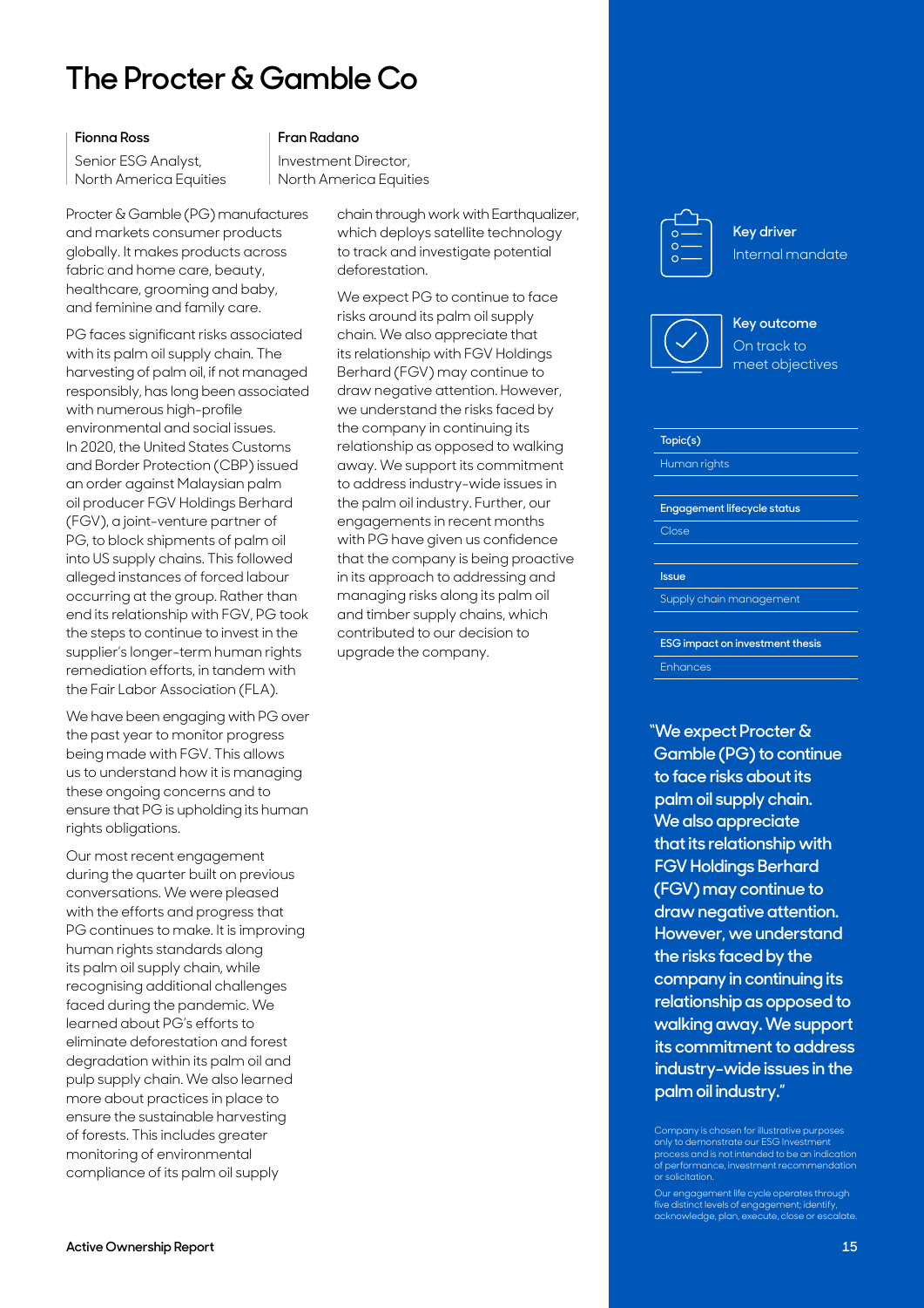# The Procter & Gamble Co

**Fionna Ross**
Senior ESG Analyst,
North America Equities

**Fran Radano**
Investment Director,
North America Equities

Procter & Gamble (PG) manufactures and markets consumer products globally. It makes products across fabric and home care, beauty, healthcare, grooming and baby, and feminine and family care.

PG faces significant risks associated with its palm oil supply chain. The harvesting of palm oil, if not managed responsibly, has long been associated with numerous high-profile environmental and social issues. In 2020, the United States Customs and Border Protection (CBP) issued an order against Malaysian palm oil producer FGV Holdings Berhard (FGV), a joint-venture partner of PG, to block shipments of palm oil into US supply chains. This followed alleged instances of forced labour occurring at the group. Rather than end its relationship with FGV, PG took the steps to continue to invest in the supplier's longer-term human rights remediation efforts, in tandem with the Fair Labor Association (FLA).

We have been engaging with PG over the past year to monitor progress being made with FGV. This allows us to understand how it is managing these ongoing concerns and to ensure that PG is upholding its human rights obligations.

Our most recent engagement during the quarter built on previous conversations. We were pleased with the efforts and progress that PG continues to make. It is improving human rights standards along its palm oil supply chain, while recognising additional challenges faced during the pandemic. We learned about PG's efforts to eliminate deforestation and forest degradation within its palm oil and pulp supply chain. We also learned more about practices in place to ensure the sustainable harvesting of forests. This includes greater monitoring of environmental compliance of its palm oil supply chain through work with Earthqualizer, which deploys satellite technology to track and investigate potential deforestation.

We expect PG to continue to face risks around its palm oil supply chain. We also appreciate that its relationship with FGV Holdings Berhard (FGV) may continue to draw negative attention. However, we understand the risks faced by the company in continuing its relationship as opposed to walking away. We support its commitment to address industry-wide issues in the palm oil industry. Further, our engagements in recent months with PG have given us confidence that the company is being proactive in its approach to addressing and managing risks along its palm oil and timber supply chains, which contributed to our decision to upgrade the company.

**Key driver**
Internal mandate

**Key outcome**
On track to meet objectives

| Topic(s) |
| --- |
| Human rights |

| Engagement lifecycle status |
| --- |
| Close |

| Issue |
| --- |
| Supply chain management |

| ESG impact on investment thesis |
| --- |
| Enhances |

**"We expect Procter & Gamble (PG) to continue to face risks about its palm oil supply chain. We also appreciate that its relationship with FGV Holdings Berhard (FGV) may continue to draw negative attention. However, we understand the risks faced by the company in continuing its relationship as opposed to walking away. We support its commitment to address industry-wide issues in the palm oil industry."**

Company is chosen for illustrative purposes only to demonstrate our ESG Investment process and is not intended to be an indication of performance, investment recommendation or solicitation.

Our engagement life cycle operates through five distinct levels of engagement; identify, acknowledge, plan, execute, close or escalate.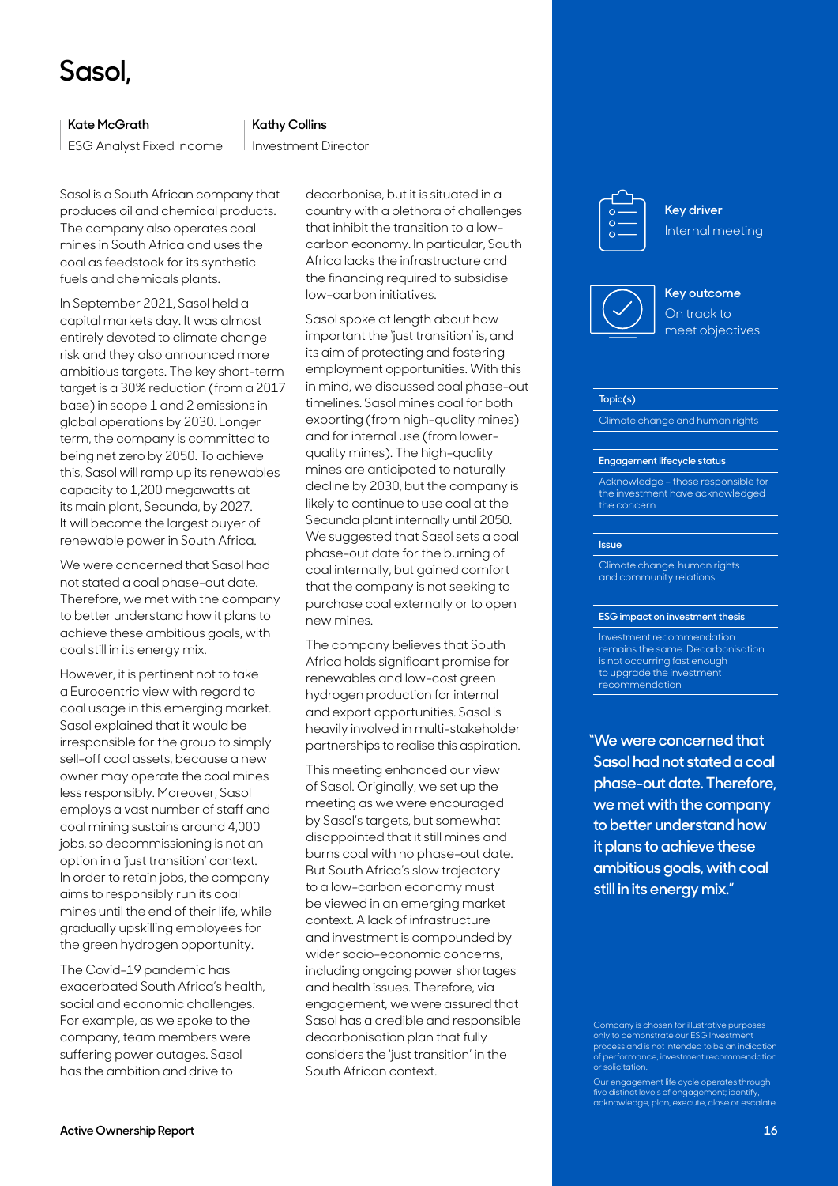# Sasol,

**Kate McGrath**
ESG Analyst Fixed Income

**Kathy Collins**
Investment Director

Sasol is a South African company that produces oil and chemical products. The company also operates coal mines in South Africa and uses the coal as feedstock for its synthetic fuels and chemicals plants.

In September 2021, Sasol held a capital markets day. It was almost entirely devoted to climate change risk and they also announced more ambitious targets. The key short-term target is a 30% reduction (from a 2017 base) in scope 1 and 2 emissions in global operations by 2030. Longer term, the company is committed to being net zero by 2050. To achieve this, Sasol will ramp up its renewables capacity to 1,200 megawatts at its main plant, Secunda, by 2027. It will become the largest buyer of renewable power in South Africa.

We were concerned that Sasol had not stated a coal phase-out date. Therefore, we met with the company to better understand how it plans to achieve these ambitious goals, with coal still in its energy mix.

However, it is pertinent not to take a Eurocentric view with regard to coal usage in this emerging market. Sasol explained that it would be irresponsible for the group to simply sell-off coal assets, because a new owner may operate the coal mines less responsibly. Moreover, Sasol employs a vast number of staff and coal mining sustains around 4,000 jobs, so decommissioning is not an option in a 'just transition' context. In order to retain jobs, the company aims to responsibly run its coal mines until the end of their life, while gradually upskilling employees for the green hydrogen opportunity.

The Covid-19 pandemic has exacerbated South Africa's health, social and economic challenges. For example, as we spoke to the company, team members were suffering power outages. Sasol has the ambition and drive to decarbonise, but it is situated in a country with a plethora of challenges that inhibit the transition to a low-carbon economy. In particular, South Africa lacks the infrastructure and the financing required to subsidise low-carbon initiatives.

Sasol spoke at length about how important the 'just transition' is, and its aim of protecting and fostering employment opportunities. With this in mind, we discussed coal phase-out timelines. Sasol mines coal for both exporting (from high-quality mines) and for internal use (from lower-quality mines). The high-quality mines are anticipated to naturally decline by 2030, but the company is likely to continue to use coal at the Secunda plant internally until 2050. We suggested that Sasol sets a coal phase-out date for the burning of coal internally, but gained comfort that the company is not seeking to purchase coal externally or to open new mines.

The company believes that South Africa holds significant promise for renewables and low-cost green hydrogen production for internal and export opportunities. Sasol is heavily involved in multi-stakeholder partnerships to realise this aspiration.

This meeting enhanced our view of Sasol. Originally, we set up the meeting as we were encouraged by Sasol's targets, but somewhat disappointed that it still mines and burns coal with no phase-out date. But South Africa's slow trajectory to a low-carbon economy must be viewed in an emerging market context. A lack of infrastructure and investment is compounded by wider socio-economic concerns, including ongoing power shortages and health issues. Therefore, via engagement, we were assured that Sasol has a credible and responsible decarbonisation plan that fully considers the 'just transition' in the South African context.

**Key driver**
Internal meeting

**Key outcome**
On track to meet objectives

**Topic(s)**
Climate change and human rights

**Engagement lifecycle status**
Acknowledge – those responsible for the investment have acknowledged the concern

**Issue**
Climate change, human rights and community relations

**ESG impact on investment thesis**
Investment recommendation remains the same. Decarbonisation is not occurring fast enough to upgrade the investment recommendation

**"We were concerned that Sasol had not stated a coal phase-out date. Therefore, we met with the company to better understand how it plans to achieve these ambitious goals, with coal still in its energy mix."**

Company is chosen for illustrative purposes only to demonstrate our ESG Investment process and is not intended to be an indication of performance, investment recommendation or solicitation.

Our engagement life cycle operates through five distinct levels of engagement; identify, acknowledge, plan, execute, close or escalate.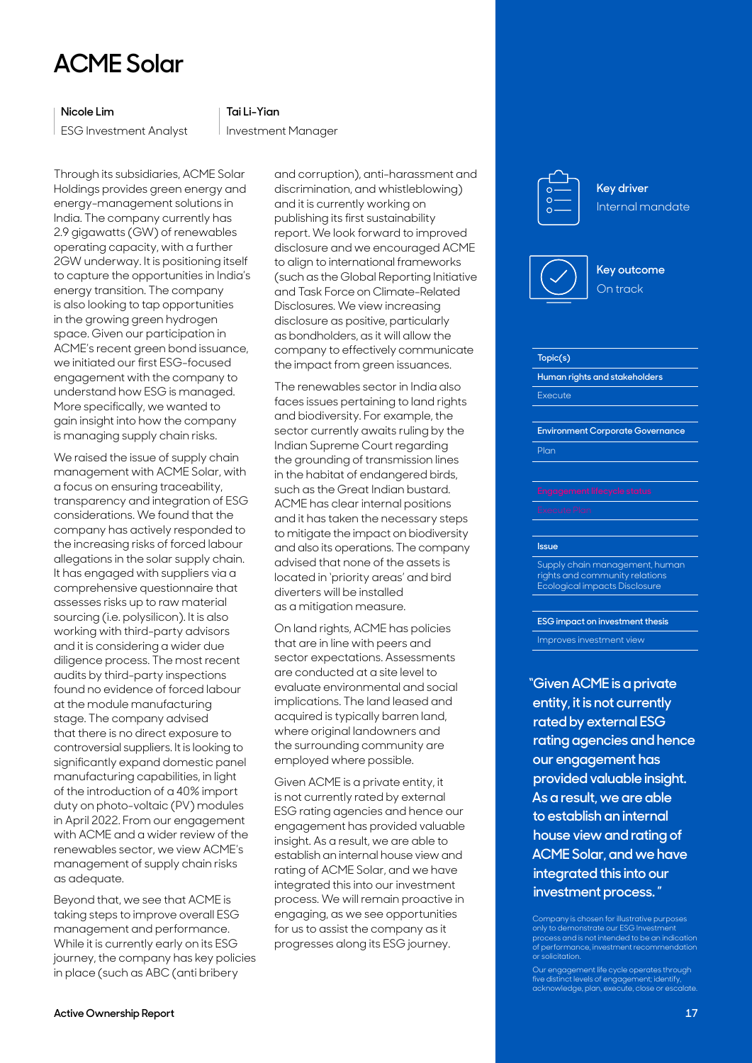# ACME Solar

**Nicole Lim**
ESG Investment Analyst

**Tai Li-Yian**
Investment Manager

Through its subsidiaries, ACME Solar Holdings provides green energy and energy-management solutions in India. The company currently has 2.9 gigawatts (GW) of renewables operating capacity, with a further 2GW underway. It is positioning itself to capture the opportunities in India's energy transition. The company is also looking to tap opportunities in the growing green hydrogen space. Given our participation in ACME's recent green bond issuance, we initiated our first ESG-focused engagement with the company to understand how ESG is managed. More specifically, we wanted to gain insight into how the company is managing supply chain risks.

We raised the issue of supply chain management with ACME Solar, with a focus on ensuring traceability, transparency and integration of ESG considerations. We found that the company has actively responded to the increasing risks of forced labour allegations in the solar supply chain. It has engaged with suppliers via a comprehensive questionnaire that assesses risks up to raw material sourcing (i.e. polysilicon). It is also working with third-party advisors and it is considering a wider due diligence process. The most recent audits by third-party inspections found no evidence of forced labour at the module manufacturing stage. The company advised that there is no direct exposure to controversial suppliers. It is looking to significantly expand domestic panel manufacturing capabilities, in light of the introduction of a 40% import duty on photo-voltaic (PV) modules in April 2022. From our engagement with ACME and a wider review of the renewables sector, we view ACME's management of supply chain risks as adequate.

Beyond that, we see that ACME is taking steps to improve overall ESG management and performance. While it is currently early on its ESG journey, the company has key policies in place (such as ABC (anti bribery and corruption), anti-harassment and discrimination, and whistleblowing) and it is currently working on publishing its first sustainability report. We look forward to improved disclosure and we encouraged ACME to align to international frameworks (such as the Global Reporting Initiative and Task Force on Climate-Related Disclosures. We view increasing disclosure as positive, particularly as bondholders, as it will allow the company to effectively communicate the impact from green issuances.

The renewables sector in India also faces issues pertaining to land rights and biodiversity. For example, the sector currently awaits ruling by the Indian Supreme Court regarding the grounding of transmission lines in the habitat of endangered birds, such as the Great Indian bustard. ACME has clear internal positions and it has taken the necessary steps to mitigate the impact on biodiversity and also its operations. The company advised that none of the assets is located in 'priority areas' and bird diverters will be installed as a mitigation measure.

On land rights, ACME has policies that are in line with peers and sector expectations. Assessments are conducted at a site level to evaluate environmental and social implications. The land leased and acquired is typically barren land, where original landowners and the surrounding community are employed where possible.

Given ACME is a private entity, it is not currently rated by external ESG rating agencies and hence our engagement has provided valuable insight. As a result, we are able to establish an internal house view and rating of ACME Solar, and we have integrated this into our investment process. We will remain proactive in engaging, as we see opportunities for us to assist the company as it progresses along its ESG journey.

**Key driver**
Internal mandate

**Key outcome**
On track

| Topic(s) |
|---|
| **Human rights and stakeholders** |
| Execute |
| **Environment Corporate Governance** |
| Plan |
| Engagement lifecycle status |
| Execute Plan |
| **Issue** |
| Supply chain management, human rights and community relations Ecological impacts Disclosure |
| **ESG impact on investment thesis** |
| Improves investment view |

> **"Given ACME is a private entity, it is not currently rated by external ESG rating agencies and hence our engagement has provided valuable insight. As a result, we are able to establish an internal house view and rating of ACME Solar, and we have integrated this into our investment process."**

Company is chosen for illustrative purposes only to demonstrate our ESG Investment process and is not intended to be an indication of performance, investment recommendation or solicitation.

Our engagement life cycle operates through five distinct levels of engagement; identify, acknowledge, plan, execute, close or escalate.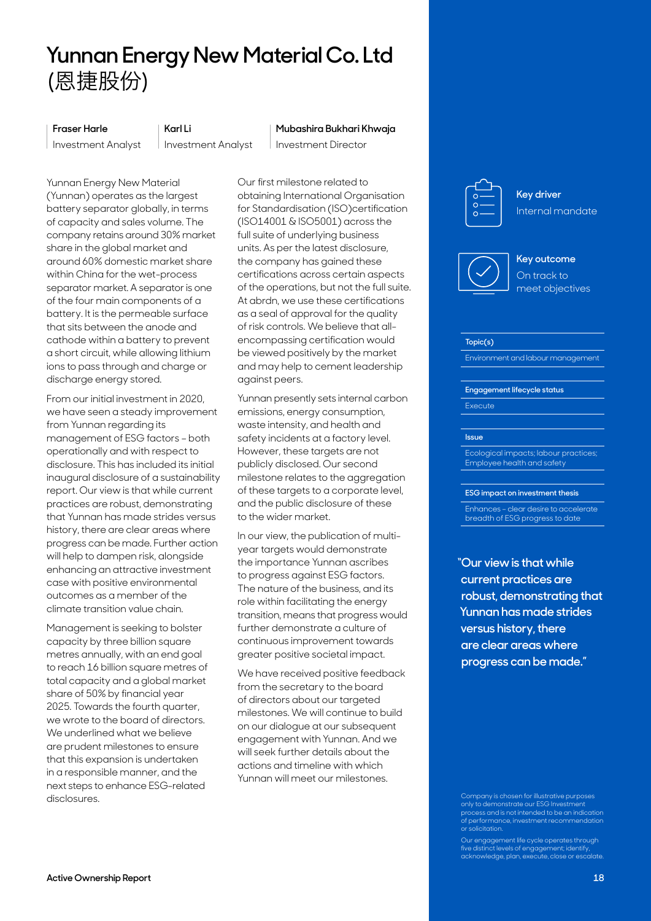# Yunnan Energy New Material Co. Ltd (恩捷股份)

**Fraser Harle**
Investment Analyst

**Karl Li**
Investment Analyst

**Mubashira Bukhari Khwaja**
Investment Director

Yunnan Energy New Material (Yunnan) operates as the largest battery separator globally, in terms of capacity and sales volume. The company retains around 30% market share in the global market and around 60% domestic market share within China for the wet-process separator market. A separator is one of the four main components of a battery. It is the permeable surface that sits between the anode and cathode within a battery to prevent a short circuit, while allowing lithium ions to pass through and charge or discharge energy stored.

From our initial investment in 2020, we have seen a steady improvement from Yunnan regarding its management of ESG factors – both operationally and with respect to disclosure. This has included its initial inaugural disclosure of a sustainability report. Our view is that while current practices are robust, demonstrating that Yunnan has made strides versus history, there are clear areas where progress can be made. Further action will help to dampen risk, alongside enhancing an attractive investment case with positive environmental outcomes as a member of the climate transition value chain.

Management is seeking to bolster capacity by three billion square metres annually, with an end goal to reach 16 billion square metres of total capacity and a global market share of 50% by financial year 2025. Towards the fourth quarter, we wrote to the board of directors. We underlined what we believe are prudent milestones to ensure that this expansion is undertaken in a responsible manner, and the next steps to enhance ESG-related disclosures.

Our first milestone related to obtaining International Organisation for Standardisation (ISO)certification (ISO14001 & ISO5001) across the full suite of underlying business units. As per the latest disclosure, the company has gained these certifications across certain aspects of the operations, but not the full suite. At abrdn, we use these certifications as a seal of approval for the quality of risk controls. We believe that all-encompassing certification would be viewed positively by the market and may help to cement leadership against peers.

Yunnan presently sets internal carbon emissions, energy consumption, waste intensity, and health and safety incidents at a factory level. However, these targets are not publicly disclosed. Our second milestone relates to the aggregation of these targets to a corporate level, and the public disclosure of these to the wider market.

In our view, the publication of multi-year targets would demonstrate the importance Yunnan ascribes to progress against ESG factors. The nature of the business, and its role within facilitating the energy transition, means that progress would further demonstrate a culture of continuous improvement towards greater positive societal impact.

We have received positive feedback from the secretary to the board of directors about our targeted milestones. We will continue to build on our dialogue at our subsequent engagement with Yunnan. And we will seek further details about the actions and timeline with which Yunnan will meet our milestones.

**Key driver**
Internal mandate

**Key outcome**
On track to meet objectives

| **Topic(s)** |
| --- |
| Environment and labour management |

| **Engagement lifecycle status** |
| --- |
| Execute |

| **Issue** |
| --- |
| Ecological impacts; labour practices; Employee health and safety |

| **ESG impact on investment thesis** |
| --- |
| Enhances – clear desire to accelerate breadth of ESG progress to date |

**"Our view is that while current practices are robust, demonstrating that Yunnan has made strides versus history, there are clear areas where progress can be made."**

Company is chosen for illustrative purposes only to demonstrate our ESG Investment process and is not intended to be an indication of performance, investment recommendation or solicitation.

Our engagement life cycle operates through five distinct levels of engagement; identify, acknowledge, plan, execute, close or escalate.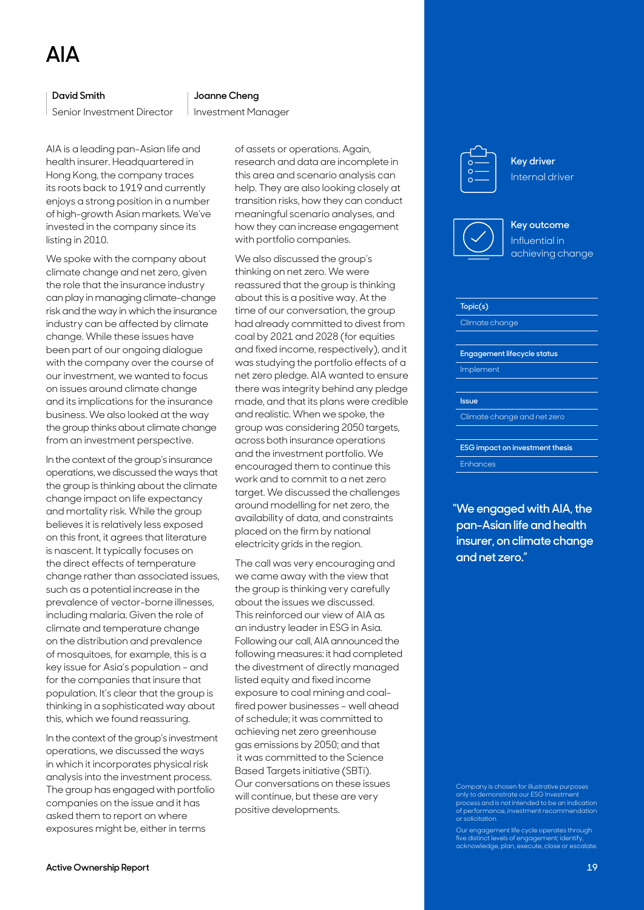# AIA

**David Smith**
Senior Investment Director

**Joanne Cheng**
Investment Manager

AIA is a leading pan-Asian life and health insurer. Headquartered in Hong Kong, the company traces its roots back to 1919 and currently enjoys a strong position in a number of high-growth Asian markets. We've invested in the company since its listing in 2010.

We spoke with the company about climate change and net zero, given the role that the insurance industry can play in managing climate-change risk and the way in which the insurance industry can be affected by climate change. While these issues have been part of our ongoing dialogue with the company over the course of our investment, we wanted to focus on issues around climate change and its implications for the insurance business. We also looked at the way the group thinks about climate change from an investment perspective.

In the context of the group's insurance operations, we discussed the ways that the group is thinking about the climate change impact on life expectancy and mortality risk. While the group believes it is relatively less exposed on this front, it agrees that literature is nascent. It typically focuses on the direct effects of temperature change rather than associated issues, such as a potential increase in the prevalence of vector-borne illnesses, including malaria. Given the role of climate and temperature change on the distribution and prevalence of mosquitoes, for example, this is a key issue for Asia's population – and for the companies that insure that population. It's clear that the group is thinking in a sophisticated way about this, which we found reassuring.

In the context of the group's investment operations, we discussed the ways in which it incorporates physical risk analysis into the investment process. The group has engaged with portfolio companies on the issue and it has asked them to report on where exposures might be, either in terms of assets or operations. Again, research and data are incomplete in this area and scenario analysis can help. They are also looking closely at transition risks, how they can conduct meaningful scenario analyses, and how they can increase engagement with portfolio companies.

We also discussed the group's thinking on net zero. We were reassured that the group is thinking about this is a positive way. At the time of our conversation, the group had already committed to divest from coal by 2021 and 2028 (for equities and fixed income, respectively), and it was studying the portfolio effects of a net zero pledge. AIA wanted to ensure there was integrity behind any pledge made, and that its plans were credible and realistic. When we spoke, the group was considering 2050 targets, across both insurance operations and the investment portfolio. We encouraged them to continue this work and to commit to a net zero target. We discussed the challenges around modelling for net zero, the availability of data, and constraints placed on the firm by national electricity grids in the region.

The call was very encouraging and we came away with the view that the group is thinking very carefully about the issues we discussed. This reinforced our view of AIA as an industry leader in ESG in Asia. Following our call, AIA announced the following measures: it had completed the divestment of directly managed listed equity and fixed income exposure to coal mining and coal-fired power businesses – well ahead of schedule; it was committed to achieving net zero greenhouse gas emissions by 2050; and that it was committed to the Science Based Targets initiative (SBTi). Our conversations on these issues will continue, but these are very positive developments.

**Key driver**
Internal driver

**Key outcome**
Influential in achieving change

| Topic(s) |
|---|
| Climate change |

| Engagement lifecycle status |
|---|
| Implement |

| Issue |
|---|
| Climate change and net zero |

| ESG impact on investment thesis |
|---|
| Enhances |

**"We engaged with AIA, the pan-Asian life and health insurer, on climate change and net zero."**

Company is chosen for illustrative purposes only to demonstrate our ESG Investment process and is not intended to be an indication of performance, investment recommendation or solicitation.

Our engagement life cycle operates through five distinct levels of engagement; identify, acknowledge, plan, execute, close or escalate.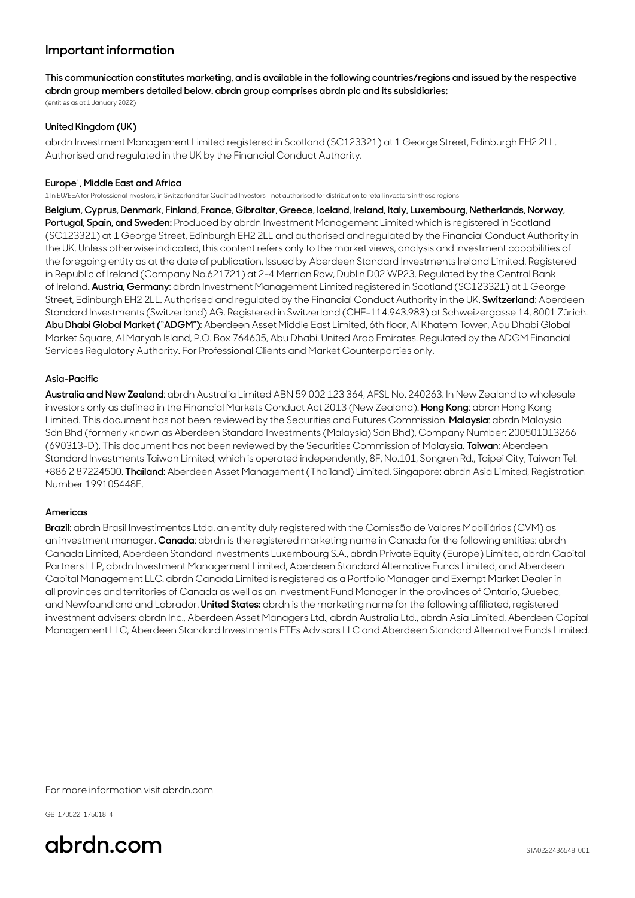## Important information

**This communication constitutes marketing, and is available in the following countries/regions and issued by the respective abrdn group members detailed below. abrdn group comprises abrdn plc and its subsidiaries:**
(entities as at 1 January 2022)

### United Kingdom (UK)

abrdn Investment Management Limited registered in Scotland (SC123321) at 1 George Street, Edinburgh EH2 2LL. Authorised and regulated in the UK by the Financial Conduct Authority.

### Europe[1], Middle East and Africa

1 In EU/EEA for Professional Investors, in Switzerland for Qualified Investors - not authorised for distribution to retail investors in these regions

**Belgium, Cyprus, Denmark, Finland, France, Gibraltar, Greece, Iceland, Ireland, Italy, Luxembourg, Netherlands, Norway, Portugal, Spain, and Sweden:** Produced by abrdn Investment Management Limited which is registered in Scotland (SC123321) at 1 George Street, Edinburgh EH2 2LL and authorised and regulated by the Financial Conduct Authority in the UK. Unless otherwise indicated, this content refers only to the market views, analysis and investment capabilities of the foregoing entity as at the date of publication. Issued by Aberdeen Standard Investments Ireland Limited. Registered in Republic of Ireland (Company No.621721) at 2-4 Merrion Row, Dublin D02 WP23. Regulated by the Central Bank of Ireland**. Austria, Germany**: abrdn Investment Management Limited registered in Scotland (SC123321) at 1 George Street, Edinburgh EH2 2LL. Authorised and regulated by the Financial Conduct Authority in the UK. **Switzerland**: Aberdeen Standard Investments (Switzerland) AG. Registered in Switzerland (CHE-114.943.983) at Schweizergasse 14, 8001 Zürich. **Abu Dhabi Global Market ("ADGM")**: Aberdeen Asset Middle East Limited, 6th floor, Al Khatem Tower, Abu Dhabi Global Market Square, Al Maryah Island, P.O. Box 764605, Abu Dhabi, United Arab Emirates. Regulated by the ADGM Financial Services Regulatory Authority. For Professional Clients and Market Counterparties only.

### Asia-Pacific

**Australia and New Zealand**: abrdn Australia Limited ABN 59 002 123 364, AFSL No. 240263. In New Zealand to wholesale investors only as defined in the Financial Markets Conduct Act 2013 (New Zealand). **Hong Kong**: abrdn Hong Kong Limited. This document has not been reviewed by the Securities and Futures Commission. **Malaysia**: abrdn Malaysia Sdn Bhd (formerly known as Aberdeen Standard Investments (Malaysia) Sdn Bhd), Company Number: 200501013266 (690313-D). This document has not been reviewed by the Securities Commission of Malaysia. **Taiwan**: Aberdeen Standard Investments Taiwan Limited, which is operated independently, 8F, No.101, Songren Rd., Taipei City, Taiwan Tel: +886 2 87224500. **Thailand**: Aberdeen Asset Management (Thailand) Limited. Singapore: abrdn Asia Limited, Registration Number 199105448E.

### Americas

**Brazil**: abrdn Brasil Investimentos Ltda. an entity duly registered with the Comissão de Valores Mobiliários (CVM) as an investment manager. **Canada**: abrdn is the registered marketing name in Canada for the following entities: abrdn Canada Limited, Aberdeen Standard Investments Luxembourg S.A., abrdn Private Equity (Europe) Limited, abrdn Capital Partners LLP, abrdn Investment Management Limited, Aberdeen Standard Alternative Funds Limited, and Aberdeen Capital Management LLC. abrdn Canada Limited is registered as a Portfolio Manager and Exempt Market Dealer in all provinces and territories of Canada as well as an Investment Fund Manager in the provinces of Ontario, Quebec, and Newfoundland and Labrador. **United States:** abrdn is the marketing name for the following affiliated, registered investment advisers: abrdn Inc., Aberdeen Asset Managers Ltd., abrdn Australia Ltd., abrdn Asia Limited, Aberdeen Capital Management LLC, Aberdeen Standard Investments ETFs Advisors LLC and Aberdeen Standard Alternative Funds Limited.

For more information visit abrdn.com

GB-170522-175018-4

**abrdn.com**

STA0222436548-001